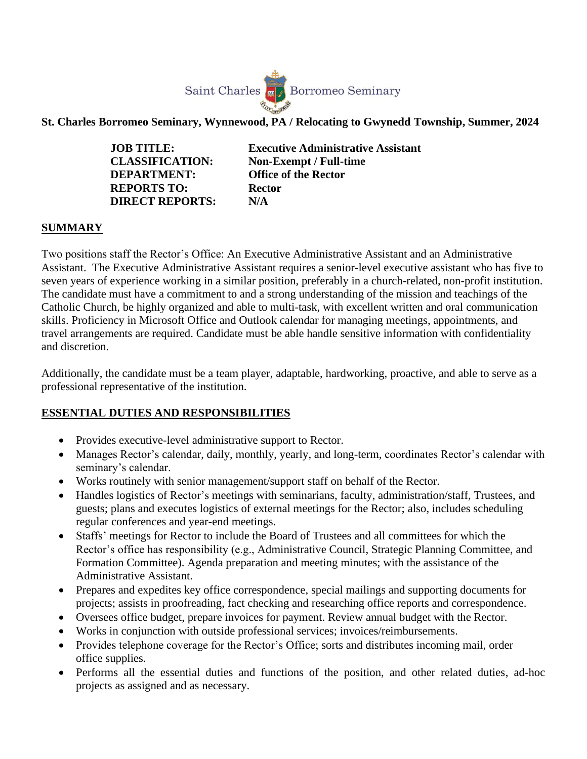Saint Charles Borromeo Seminary

**St. Charles Borromeo Seminary, Wynnewood, PA / Relocating to Gwynedd Township, Summer, 2024**

| | |
|---|---|
| **JOB TITLE:** | **Executive Administrative Assistant** |
| **CLASSIFICATION:** | **Non-Exempt / Full-time** |
| **DEPARTMENT:** | **Office of the Rector** |
| **REPORTS TO:** | **Rector** |
| **DIRECT REPORTS:** | **N/A** |

## SUMMARY

Two positions staff the Rector's Office: An Executive Administrative Assistant and an Administrative Assistant. The Executive Administrative Assistant requires a senior-level executive assistant who has five to seven years of experience working in a similar position, preferably in a church-related, non-profit institution. The candidate must have a commitment to and a strong understanding of the mission and teachings of the Catholic Church, be highly organized and able to multi-task, with excellent written and oral communication skills. Proficiency in Microsoft Office and Outlook calendar for managing meetings, appointments, and travel arrangements are required. Candidate must be able handle sensitive information with confidentiality and discretion.

Additionally, the candidate must be a team player, adaptable, hardworking, proactive, and able to serve as a professional representative of the institution.

## ESSENTIAL DUTIES AND RESPONSIBILITIES

- Provides executive-level administrative support to Rector.
- Manages Rector's calendar, daily, monthly, yearly, and long-term, coordinates Rector's calendar with seminary's calendar.
- Works routinely with senior management/support staff on behalf of the Rector.
- Handles logistics of Rector's meetings with seminarians, faculty, administration/staff, Trustees, and guests; plans and executes logistics of external meetings for the Rector; also, includes scheduling regular conferences and year-end meetings.
- Staffs' meetings for Rector to include the Board of Trustees and all committees for which the Rector's office has responsibility (e.g., Administrative Council, Strategic Planning Committee, and Formation Committee). Agenda preparation and meeting minutes; with the assistance of the Administrative Assistant.
- Prepares and expedites key office correspondence, special mailings and supporting documents for projects; assists in proofreading, fact checking and researching office reports and correspondence.
- Oversees office budget, prepare invoices for payment. Review annual budget with the Rector.
- Works in conjunction with outside professional services; invoices/reimbursements.
- Provides telephone coverage for the Rector's Office; sorts and distributes incoming mail, order office supplies.
- Performs all the essential duties and functions of the position, and other related duties, ad-hoc projects as assigned and as necessary.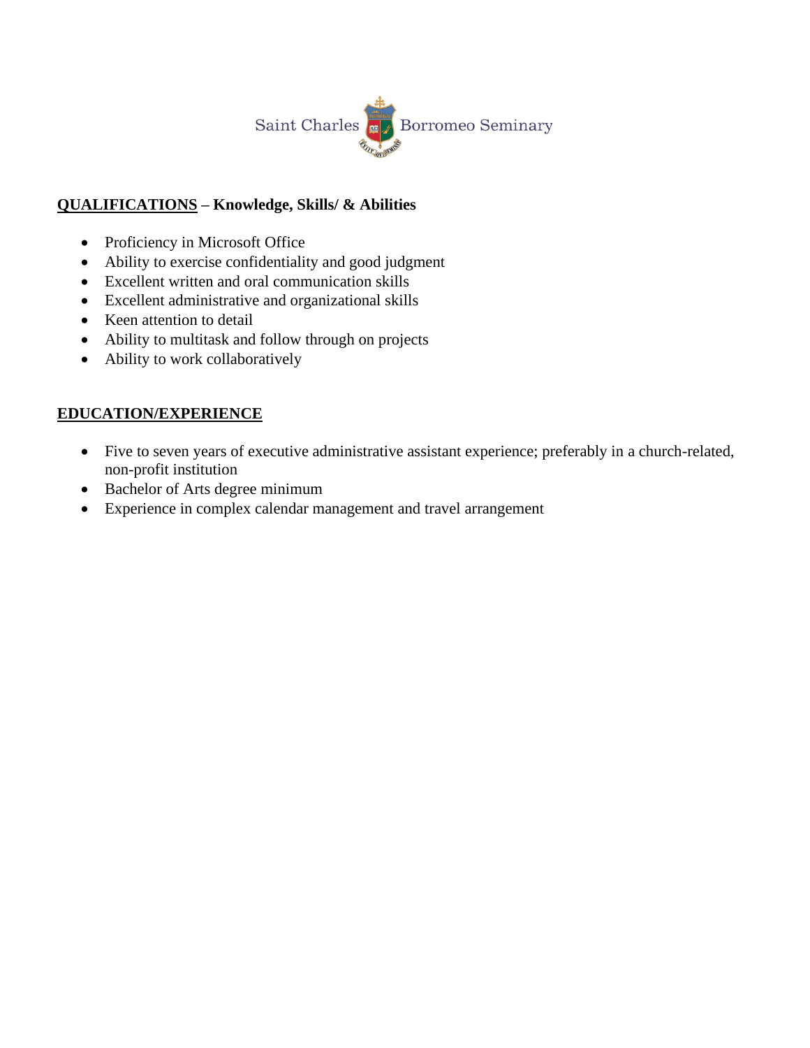Saint Charles Borromeo Seminary

**<u>QUALIFICATIONS</u> – Knowledge, Skills/ & Abilities**

- Proficiency in Microsoft Office
- Ability to exercise confidentiality and good judgment
- Excellent written and oral communication skills
- Excellent administrative and organizational skills
- Keen attention to detail
- Ability to multitask and follow through on projects
- Ability to work collaboratively

**<u>EDUCATION/EXPERIENCE</u>**

- Five to seven years of executive administrative assistant experience; preferably in a church-related, non-profit institution
- Bachelor of Arts degree minimum
- Experience in complex calendar management and travel arrangement